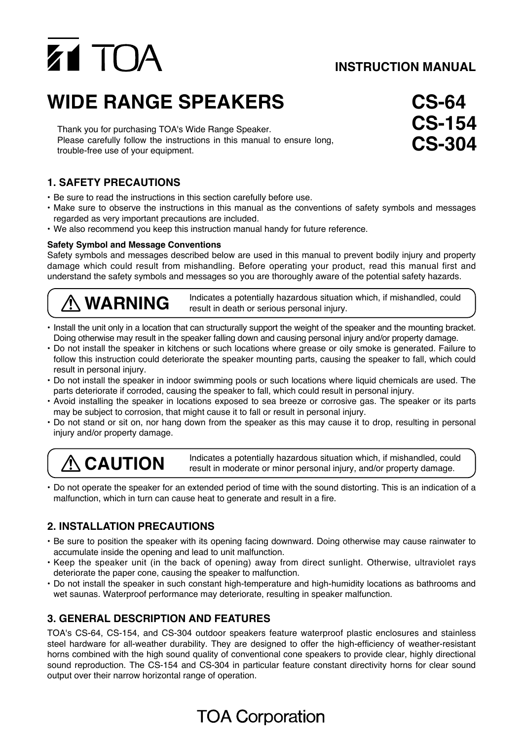TOA

INSTRUCTION MANUAL

# WIDE RANGE SPEAKERS

# CS-64
# CS-154
# CS-304

Thank you for purchasing TOA's Wide Range Speaker.
Please carefully follow the instructions in this manual to ensure long, trouble-free use of your equipment.

## 1. SAFETY PRECAUTIONS

- Be sure to read the instructions in this section carefully before use.
- Make sure to observe the instructions in this manual as the conventions of safety symbols and messages regarded as very important precautions are included.
- We also recommend you keep this instruction manual handy for future reference.

**Safety Symbol and Message Conventions**

Safety symbols and messages described below are used in this manual to prevent bodily injury and property damage which could result from mishandling. Before operating your product, read this manual first and understand the safety symbols and messages so you are thoroughly aware of the potential safety hazards.

**⚠ WARNING** — Indicates a potentially hazardous situation which, if mishandled, could result in death or serious personal injury.

- Install the unit only in a location that can structurally support the weight of the speaker and the mounting bracket. Doing otherwise may result in the speaker falling down and causing personal injury and/or property damage.
- Do not install the speaker in kitchens or such locations where grease or oily smoke is generated. Failure to follow this instruction could deteriorate the speaker mounting parts, causing the speaker to fall, which could result in personal injury.
- Do not install the speaker in indoor swimming pools or such locations where liquid chemicals are used. The parts deteriorate if corroded, causing the speaker to fall, which could result in personal injury.
- Avoid installing the speaker in locations exposed to sea breeze or corrosive gas. The speaker or its parts may be subject to corrosion, that might cause it to fall or result in personal injury.
- Do not stand or sit on, nor hang down from the speaker as this may cause it to drop, resulting in personal injury and/or property damage.

**⚠ CAUTION** — Indicates a potentially hazardous situation which, if mishandled, could result in moderate or minor personal injury, and/or property damage.

- Do not operate the speaker for an extended period of time with the sound distorting. This is an indication of a malfunction, which in turn can cause heat to generate and result in a fire.

## 2. INSTALLATION PRECAUTIONS

- Be sure to position the speaker with its opening facing downward. Doing otherwise may cause rainwater to accumulate inside the opening and lead to unit malfunction.
- Keep the speaker unit (in the back of opening) away from direct sunlight. Otherwise, ultraviolet rays deteriorate the paper cone, causing the speaker to malfunction.
- Do not install the speaker in such constant high-temperature and high-humidity locations as bathrooms and wet saunas. Waterproof performance may deteriorate, resulting in speaker malfunction.

## 3. GENERAL DESCRIPTION AND FEATURES

TOA's CS-64, CS-154, and CS-304 outdoor speakers feature waterproof plastic enclosures and stainless steel hardware for all-weather durability. They are designed to offer the high-efficiency of weather-resistant horns combined with the high sound quality of conventional cone speakers to provide clear, highly directional sound reproduction. The CS-154 and CS-304 in particular feature constant directivity horns for clear sound output over their narrow horizontal range of operation.

TOA Corporation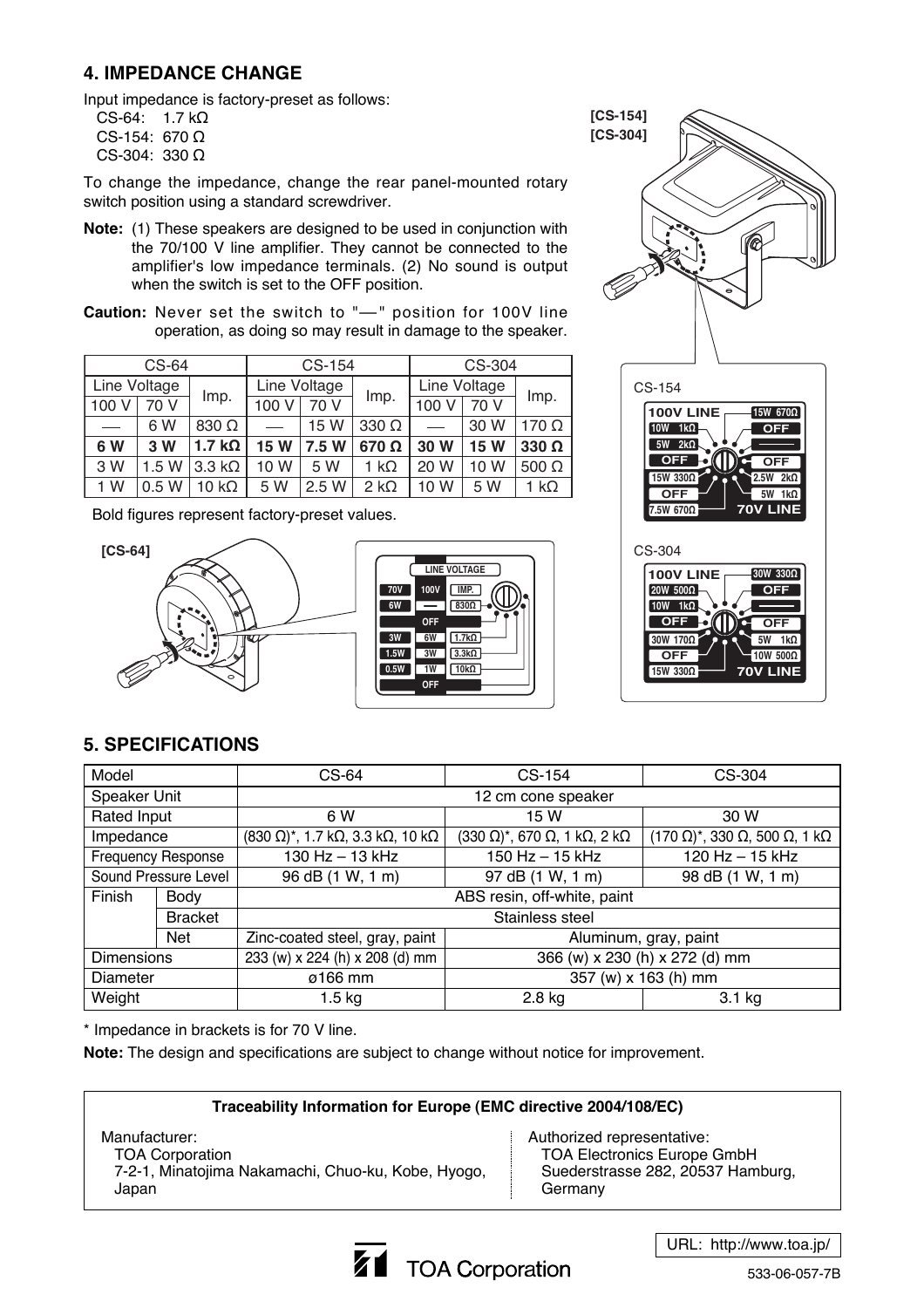## 4. IMPEDANCE CHANGE

Input impedance is factory-preset as follows:
CS-64: 1.7 kΩ
CS-154: 670 Ω
CS-304: 330 Ω

To change the impedance, change the rear panel-mounted rotary switch position using a standard screwdriver.

**Note:** (1) These speakers are designed to be used in conjunction with the 70/100 V line amplifier. They cannot be connected to the amplifier's low impedance terminals. (2) No sound is output when the switch is set to the OFF position.

**Caution:** Never set the switch to "—" position for 100V line operation, as doing so may result in damage to the speaker.

| CS-64 | | | CS-154 | | | CS-304 | | |
|---|---|---|---|---|---|---|---|---|
| Line Voltage | | Imp. | Line Voltage | | Imp. | Line Voltage | | Imp. |
| 100 V | 70 V | | 100 V | 70 V | | 100 V | 70 V | |
| — | 6 W | 830 Ω | — | 15 W | 330 Ω | — | 30 W | 170 Ω |
| **6 W** | **3 W** | **1.7 kΩ** | **15 W** | **7.5 W** | **670 Ω** | **30 W** | **15 W** | **330 Ω** |
| 3 W | 1.5 W | 3.3 kΩ | 10 W | 5 W | 1 kΩ | 20 W | 10 W | 500 Ω |
| 1 W | 0.5 W | 10 kΩ | 5 W | 2.5 W | 2 kΩ | 10 W | 5 W | 1 kΩ |

Bold figures represent factory-preset values.

[CS-64]

LINE VOLTAGE
70V 100V IMP.
6W — 830Ω
OFF
3W 6W 1.7kΩ
1.5W 3W 3.3kΩ
0.5W 1W 10kΩ
OFF

[CS-154]
[CS-304]

CS-154
100V LINE
10W 1kΩ
5W 2kΩ
OFF
15W 330Ω
OFF
7.5W 670Ω
15W 670Ω
OFF
———
OFF
2.5W 2kΩ
5W 1kΩ
70V LINE

CS-304
100V LINE
20W 500Ω
10W 1kΩ
OFF
30W 170Ω
OFF
15W 330Ω
30W 330Ω
OFF
———
OFF
5W 1kΩ
10W 500Ω
70V LINE

## 5. SPECIFICATIONS

| Model | | CS-64 | CS-154 | CS-304 |
|---|---|---|---|---|
| Speaker Unit | | 12 cm cone speaker | | |
| Rated Input | | 6 W | 15 W | 30 W |
| Impedance | | (830 Ω)*, 1.7 kΩ, 3.3 kΩ, 10 kΩ | (330 Ω)*, 670 Ω, 1 kΩ, 2 kΩ | (170 Ω)*, 330 Ω, 500 Ω, 1 kΩ |
| Frequency Response | | 130 Hz – 13 kHz | 150 Hz – 15 kHz | 120 Hz – 15 kHz |
| Sound Pressure Level | | 96 dB (1 W, 1 m) | 97 dB (1 W, 1 m) | 98 dB (1 W, 1 m) |
| Finish | Body | ABS resin, off-white, paint | | |
| | Bracket | Stainless steel | | |
| | Net | Zinc-coated steel, gray, paint | Aluminum, gray, paint | |
| Dimensions | | 233 (w) x 224 (h) x 208 (d) mm | 366 (w) x 230 (h) x 272 (d) mm | |
| Diameter | | ø166 mm | 357 (w) x 163 (h) mm | |
| Weight | | 1.5 kg | 2.8 kg | 3.1 kg |

* Impedance in brackets is for 70 V line.

**Note:** The design and specifications are subject to change without notice for improvement.

**Traceability Information for Europe (EMC directive 2004/108/EC)**

Manufacturer:
TOA Corporation
7-2-1, Minatojima Nakamachi, Chuo-ku, Kobe, Hyogo, Japan

Authorized representative:
TOA Electronics Europe GmbH
Suederstrasse 282, 20537 Hamburg, Germany

TOA Corporation

URL: http://www.toa.jp/

533-06-057-7B